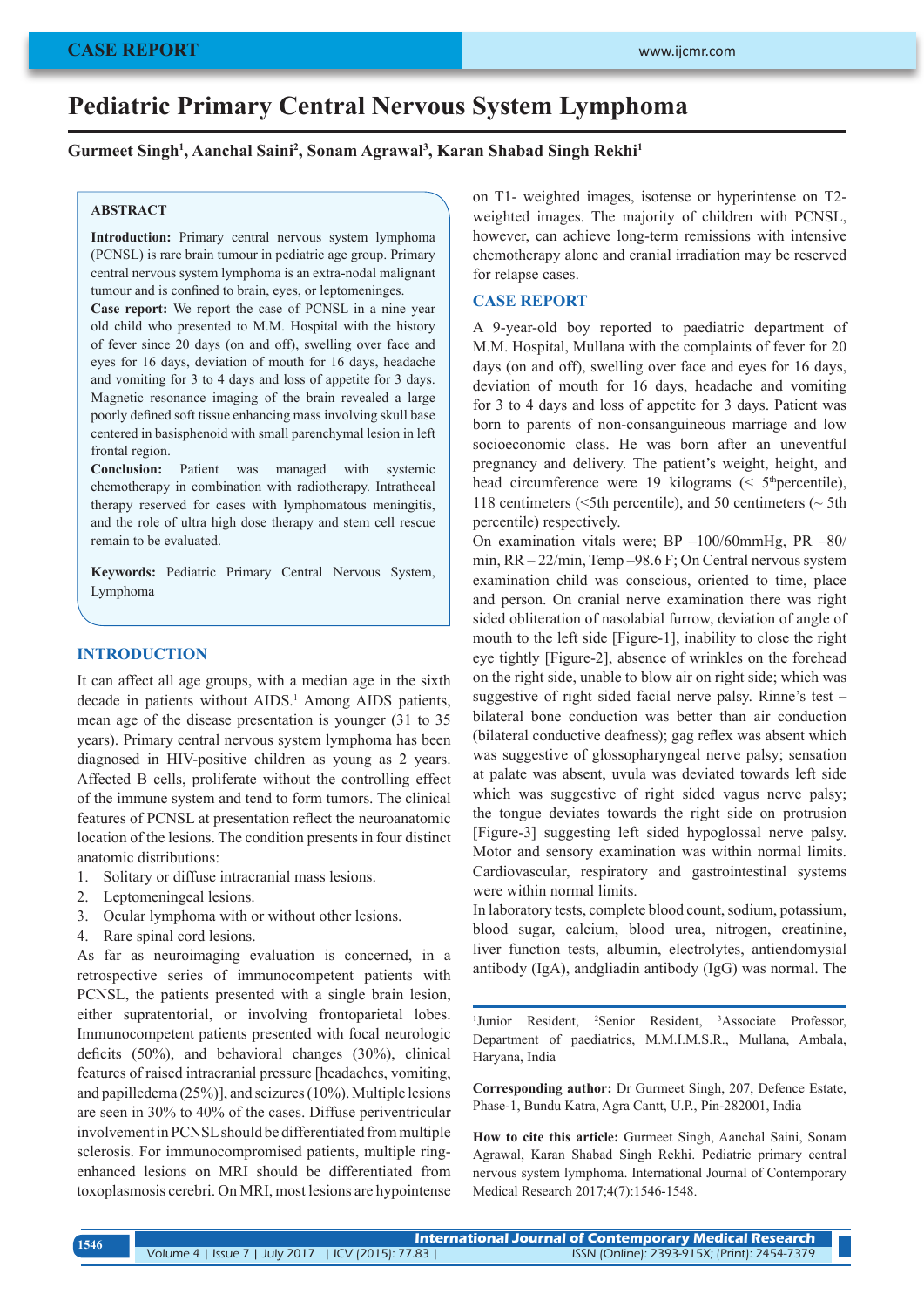# Pediatric Primary Central Nervous System Lymphoma

**Gurmeet Singh[1], Aanchal Saini[2], Sonam Agrawal[3], Karan Shabad Singh Rekhi[1]**

## ABSTRACT

**Introduction:** Primary central nervous system lymphoma (PCNSL) is rare brain tumour in pediatric age group. Primary central nervous system lymphoma is an extra-nodal malignant tumour and is confined to brain, eyes, or leptomeninges.

**Case report:** We report the case of PCNSL in a nine year old child who presented to M.M. Hospital with the history of fever since 20 days (on and off), swelling over face and eyes for 16 days, deviation of mouth for 16 days, headache and vomiting for 3 to 4 days and loss of appetite for 3 days. Magnetic resonance imaging of the brain revealed a large poorly defined soft tissue enhancing mass involving skull base centered in basisphenoid with small parenchymal lesion in left frontal region.

**Conclusion:** Patient was managed with systemic chemotherapy in combination with radiotherapy. Intrathecal therapy reserved for cases with lymphomatous meningitis, and the role of ultra high dose therapy and stem cell rescue remain to be evaluated.

**Keywords:** Pediatric Primary Central Nervous System, Lymphoma

## INTRODUCTION

It can affect all age groups, with a median age in the sixth decade in patients without AIDS.[1] Among AIDS patients, mean age of the disease presentation is younger (31 to 35 years). Primary central nervous system lymphoma has been diagnosed in HIV-positive children as young as 2 years. Affected B cells, proliferate without the controlling effect of the immune system and tend to form tumors. The clinical features of PCNSL at presentation reflect the neuroanatomic location of the lesions. The condition presents in four distinct anatomic distributions:

1. Solitary or diffuse intracranial mass lesions.
2. Leptomeningeal lesions.
3. Ocular lymphoma with or without other lesions.
4. Rare spinal cord lesions.

As far as neuroimaging evaluation is concerned, in a retrospective series of immunocompetent patients with PCNSL, the patients presented with a single brain lesion, either supratentorial, or involving frontoparietal lobes. Immunocompetent patients presented with focal neurologic deficits (50%), and behavioral changes (30%), clinical features of raised intracranial pressure [headaches, vomiting, and papilledema (25%)], and seizures (10%). Multiple lesions are seen in 30% to 40% of the cases. Diffuse periventricular involvement in PCNSL should be differentiated from multiple sclerosis. For immunocompromised patients, multiple ring-enhanced lesions on MRI should be differentiated from toxoplasmosis cerebri. On MRI, most lesions are hypointense on T1- weighted images, isotense or hyperintense on T2-weighted images. The majority of children with PCNSL, however, can achieve long-term remissions with intensive chemotherapy alone and cranial irradiation may be reserved for relapse cases.

## CASE REPORT

A 9-year-old boy reported to paediatric department of M.M. Hospital, Mullana with the complaints of fever for 20 days (on and off), swelling over face and eyes for 16 days, deviation of mouth for 16 days, headache and vomiting for 3 to 4 days and loss of appetite for 3 days. Patient was born to parents of non-consanguineous marriage and low socioeconomic class. He was born after an uneventful pregnancy and delivery. The patient's weight, height, and head circumference were 19 kilograms (< 5th percentile), 118 centimeters (<5th percentile), and 50 centimeters (~ 5th percentile) respectively.

On examination vitals were; BP –100/60mmHg, PR –80/min, RR – 22/min, Temp –98.6 F; On Central nervous system examination child was conscious, oriented to time, place and person. On cranial nerve examination there was right sided obliteration of nasolabial furrow, deviation of angle of mouth to the left side [Figure-1], inability to close the right eye tightly [Figure-2], absence of wrinkles on the forehead on the right side, unable to blow air on right side; which was suggestive of right sided facial nerve palsy. Rinne's test – bilateral bone conduction was better than air conduction (bilateral conductive deafness); gag reflex was absent which was suggestive of glossopharyngeal nerve palsy; sensation at palate was absent, uvula was deviated towards left side which was suggestive of right sided vagus nerve palsy; the tongue deviates towards the right side on protrusion [Figure-3] suggesting left sided hypoglossal nerve palsy. Motor and sensory examination was within normal limits. Cardiovascular, respiratory and gastrointestinal systems were within normal limits.

In laboratory tests, complete blood count, sodium, potassium, blood sugar, calcium, blood urea, nitrogen, creatinine, liver function tests, albumin, electrolytes, antiendomysial antibody (IgA), andgliadin antibody (IgG) was normal. The

---

[1]Junior Resident, [2]Senior Resident, [3]Associate Professor, Department of paediatrics, M.M.I.M.S.R., Mullana, Ambala, Haryana, India

**Corresponding author:** Dr Gurmeet Singh, 207, Defence Estate, Phase-1, Bundu Katra, Agra Cantt, U.P., Pin-282001, India

**How to cite this article:** Gurmeet Singh, Aanchal Saini, Sonam Agrawal, Karan Shabad Singh Rekhi. Pediatric primary central nervous system lymphoma. International Journal of Contemporary Medical Research 2017;4(7):1546-1548.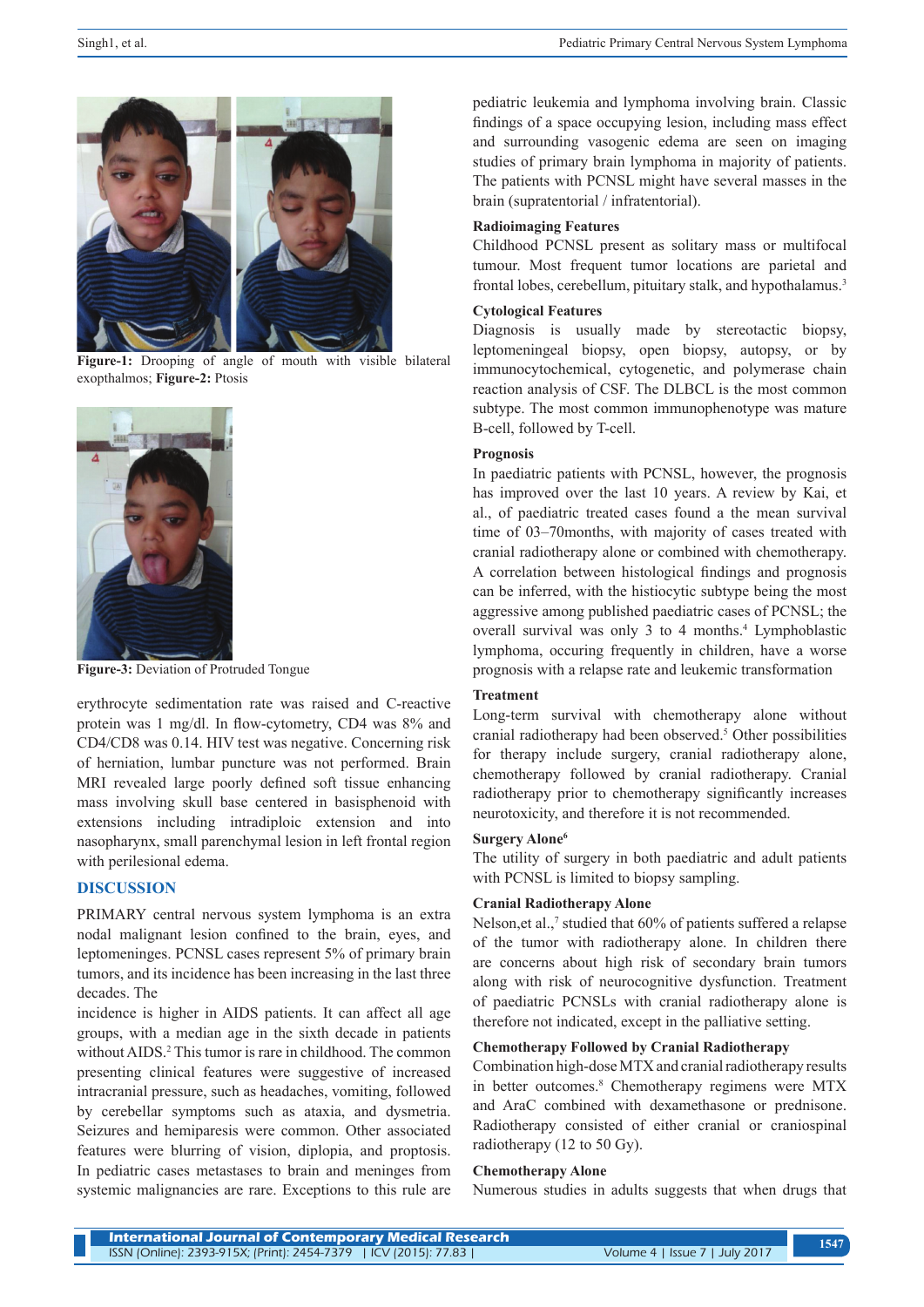**Figure-1:** Drooping of angle of mouth with visible bilateral exopthalmos; **Figure-2:** Ptosis

**Figure-3:** Deviation of Protruded Tongue

erythrocyte sedimentation rate was raised and C-reactive protein was 1 mg/dl. In flow-cytometry, CD4 was 8% and CD4/CD8 was 0.14. HIV test was negative. Concerning risk of herniation, lumbar puncture was not performed. Brain MRI revealed large poorly defined soft tissue enhancing mass involving skull base centered in basisphenoid with extensions including intradiploic extension and into nasopharynx, small parenchymal lesion in left frontal region with perilesional edema.

## DISCUSSION

PRIMARY central nervous system lymphoma is an extra nodal malignant lesion confined to the brain, eyes, and leptomeninges. PCNSL cases represent 5% of primary brain tumors, and its incidence has been increasing in the last three decades. The

incidence is higher in AIDS patients. It can affect all age groups, with a median age in the sixth decade in patients without AIDS.[2] This tumor is rare in childhood. The common presenting clinical features were suggestive of increased intracranial pressure, such as headaches, vomiting, followed by cerebellar symptoms such as ataxia, and dysmetria. Seizures and hemiparesis were common. Other associated features were blurring of vision, diplopia, and proptosis. In pediatric cases metastases to brain and meninges from systemic malignancies are rare. Exceptions to this rule are pediatric leukemia and lymphoma involving brain. Classic findings of a space occupying lesion, including mass effect and surrounding vasogenic edema are seen on imaging studies of primary brain lymphoma in majority of patients. The patients with PCNSL might have several masses in the brain (supratentorial / infratentorial).

### Radioimaging Features

Childhood PCNSL present as solitary mass or multifocal tumour. Most frequent tumor locations are parietal and frontal lobes, cerebellum, pituitary stalk, and hypothalamus.[3]

### Cytological Features

Diagnosis is usually made by stereotactic biopsy, leptomeningeal biopsy, open biopsy, autopsy, or by immunocytochemical, cytogenetic, and polymerase chain reaction analysis of CSF. The DLBCL is the most common subtype. The most common immunophenotype was mature B-cell, followed by T-cell.

### Prognosis

In paediatric patients with PCNSL, however, the prognosis has improved over the last 10 years. A review by Kai, et al., of paediatric treated cases found a the mean survival time of 03–70months, with majority of cases treated with cranial radiotherapy alone or combined with chemotherapy. A correlation between histological findings and prognosis can be inferred, with the histiocytic subtype being the most aggressive among published paediatric cases of PCNSL; the overall survival was only 3 to 4 months.[4] Lymphoblastic lymphoma, occuring frequently in children, have a worse prognosis with a relapse rate and leukemic transformation

### Treatment

Long-term survival with chemotherapy alone without cranial radiotherapy had been observed.[5] Other possibilities for therapy include surgery, cranial radiotherapy alone, chemotherapy followed by cranial radiotherapy. Cranial radiotherapy prior to chemotherapy significantly increases neurotoxicity, and therefore it is not recommended.

### Surgery Alone[6]

The utility of surgery in both paediatric and adult patients with PCNSL is limited to biopsy sampling.

### Cranial Radiotherapy Alone

Nelson,et al.,[7] studied that 60% of patients suffered a relapse of the tumor with radiotherapy alone. In children there are concerns about high risk of secondary brain tumors along with risk of neurocognitive dysfunction. Treatment of paediatric PCNSLs with cranial radiotherapy alone is therefore not indicated, except in the palliative setting.

### Chemotherapy Followed by Cranial Radiotherapy

Combination high-dose MTX and cranial radiotherapy results in better outcomes.[8] Chemotherapy regimens were MTX and AraC combined with dexamethasone or prednisone. Radiotherapy consisted of either cranial or craniospinal radiotherapy (12 to 50 Gy).

### Chemotherapy Alone

Numerous studies in adults suggests that when drugs that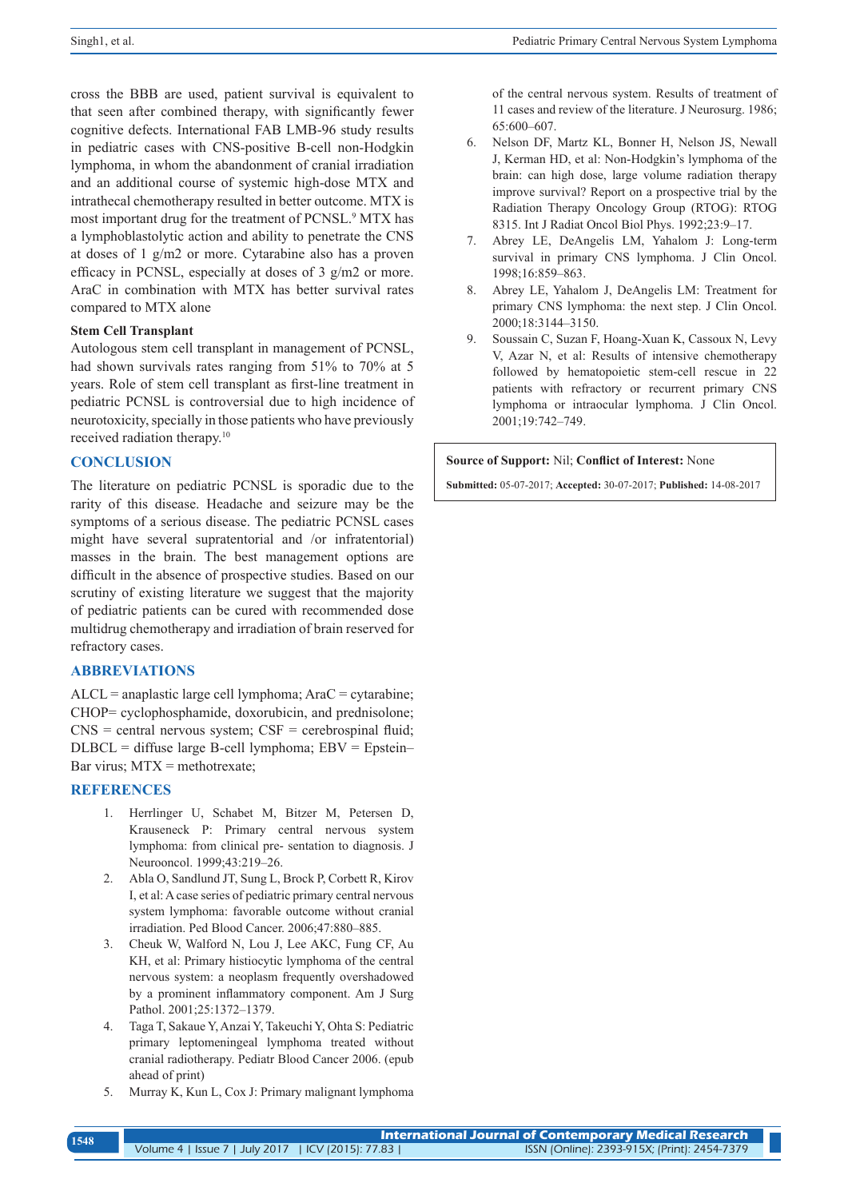cross the BBB are used, patient survival is equivalent to that seen after combined therapy, with significantly fewer cognitive defects. International FAB LMB-96 study results in pediatric cases with CNS-positive B-cell non-Hodgkin lymphoma, in whom the abandonment of cranial irradiation and an additional course of systemic high-dose MTX and intrathecal chemotherapy resulted in better outcome. MTX is most important drug for the treatment of PCNSL.[9] MTX has a lymphoblastolytic action and ability to penetrate the CNS at doses of 1 g/m2 or more. Cytarabine also has a proven efficacy in PCNSL, especially at doses of 3 g/m2 or more. AraC in combination with MTX has better survival rates compared to MTX alone

**Stem Cell Transplant**

Autologous stem cell transplant in management of PCNSL, had shown survivals rates ranging from 51% to 70% at 5 years. Role of stem cell transplant as first-line treatment in pediatric PCNSL is controversial due to high incidence of neurotoxicity, specially in those patients who have previously received radiation therapy.[10]

## CONCLUSION

The literature on pediatric PCNSL is sporadic due to the rarity of this disease. Headache and seizure may be the symptoms of a serious disease. The pediatric PCNSL cases might have several supratentorial and /or infratentorial) masses in the brain. The best management options are difficult in the absence of prospective studies. Based on our scrutiny of existing literature we suggest that the majority of pediatric patients can be cured with recommended dose multidrug chemotherapy and irradiation of brain reserved for refractory cases.

## ABBREVIATIONS

ALCL = anaplastic large cell lymphoma; AraC = cytarabine; CHOP= cyclophosphamide, doxorubicin, and prednisolone; CNS = central nervous system; CSF = cerebrospinal fluid; DLBCL = diffuse large B-cell lymphoma; EBV = Epstein–Bar virus; MTX = methotrexate;

## REFERENCES

1. Herrlinger U, Schabet M, Bitzer M, Petersen D, Krauseneck P: Primary central nervous system lymphoma: from clinical pre- sentation to diagnosis. J Neurooncol. 1999;43:219–26.
2. Abla O, Sandlund JT, Sung L, Brock P, Corbett R, Kirov I, et al: A case series of pediatric primary central nervous system lymphoma: favorable outcome without cranial irradiation. Ped Blood Cancer. 2006;47:880–885.
3. Cheuk W, Walford N, Lou J, Lee AKC, Fung CF, Au KH, et al: Primary histiocytic lymphoma of the central nervous system: a neoplasm frequently overshadowed by a prominent inflammatory component. Am J Surg Pathol. 2001;25:1372–1379.
4. Taga T, Sakaue Y, Anzai Y, Takeuchi Y, Ohta S: Pediatric primary leptomeningeal lymphoma treated without cranial radiotherapy. Pediatr Blood Cancer 2006. (epub ahead of print)
5. Murray K, Kun L, Cox J: Primary malignant lymphoma of the central nervous system. Results of treatment of 11 cases and review of the literature. J Neurosurg. 1986; 65:600–607.
6. Nelson DF, Martz KL, Bonner H, Nelson JS, Newall J, Kerman HD, et al: Non-Hodgkin's lymphoma of the brain: can high dose, large volume radiation therapy improve survival? Report on a prospective trial by the Radiation Therapy Oncology Group (RTOG): RTOG 8315. Int J Radiat Oncol Biol Phys. 1992;23:9–17.
7. Abrey LE, DeAngelis LM, Yahalom J: Long-term survival in primary CNS lymphoma. J Clin Oncol. 1998;16:859–863.
8. Abrey LE, Yahalom J, DeAngelis LM: Treatment for primary CNS lymphoma: the next step. J Clin Oncol. 2000;18:3144–3150.
9. Soussain C, Suzan F, Hoang-Xuan K, Cassoux N, Levy V, Azar N, et al: Results of intensive chemotherapy followed by hematopoietic stem-cell rescue in 22 patients with refractory or recurrent primary CNS lymphoma or intraocular lymphoma. J Clin Oncol. 2001;19:742–749.

**Source of Support:** Nil; **Conflict of Interest:** None

**Submitted:** 05-07-2017; **Accepted:** 30-07-2017; **Published:** 14-08-2017